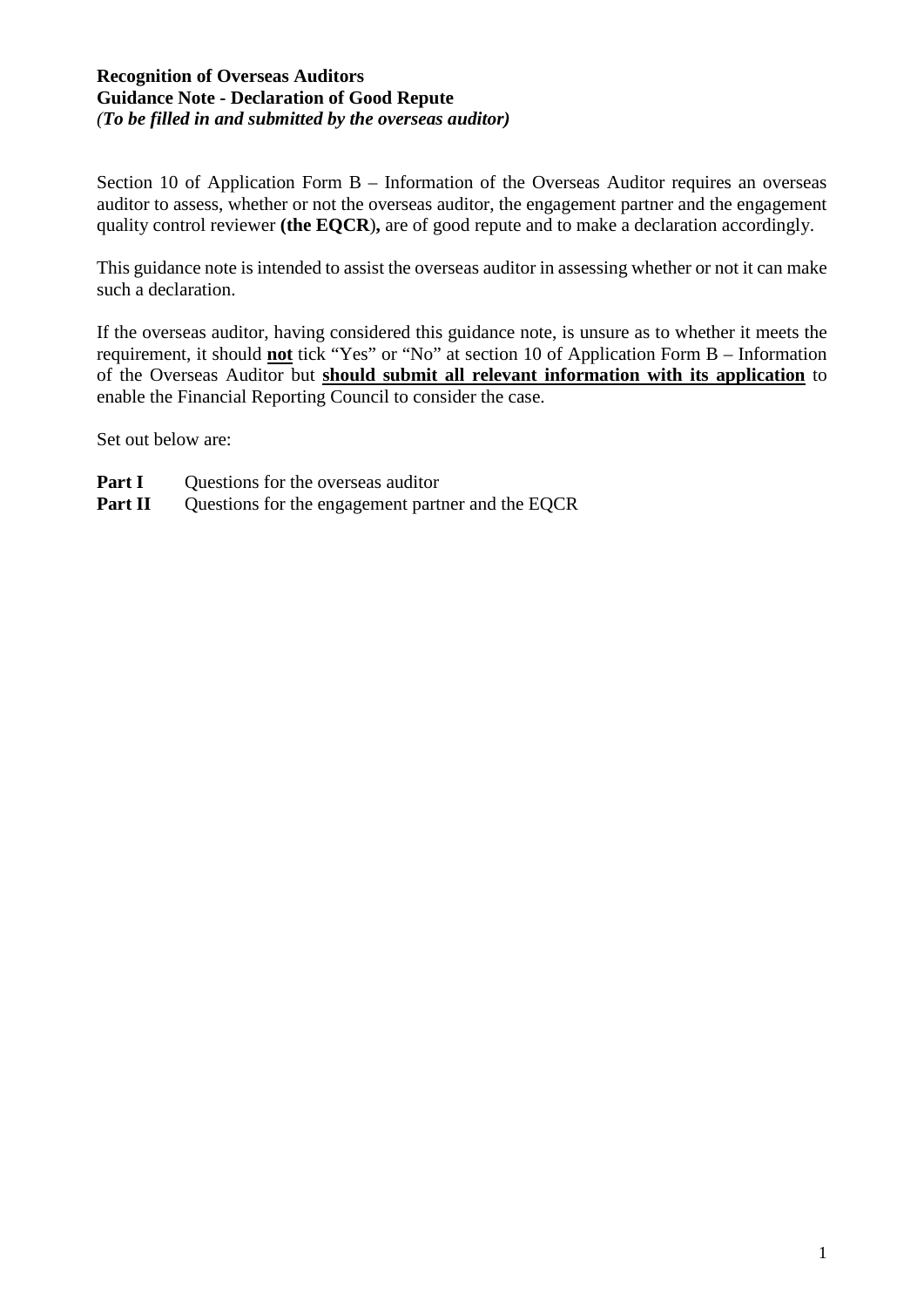**Recognition of Overseas Auditors**
**Guidance Note - Declaration of Good Repute**
*(To be filled in and submitted by the overseas auditor)*

Section 10 of Application Form B – Information of the Overseas Auditor requires an overseas auditor to assess, whether or not the overseas auditor, the engagement partner and the engagement quality control reviewer **(the EQCR**)**,** are of good repute and to make a declaration accordingly.

This guidance note is intended to assist the overseas auditor in assessing whether or not it can make such a declaration.

If the overseas auditor, having considered this guidance note, is unsure as to whether it meets the requirement, it should <u>**not**</u> tick "Yes" or "No" at section 10 of Application Form B – Information of the Overseas Auditor but <u>**should submit all relevant information with its application**</u> to enable the Financial Reporting Council to consider the case.

Set out below are:

**Part I** Questions for the overseas auditor
**Part II** Questions for the engagement partner and the EQCR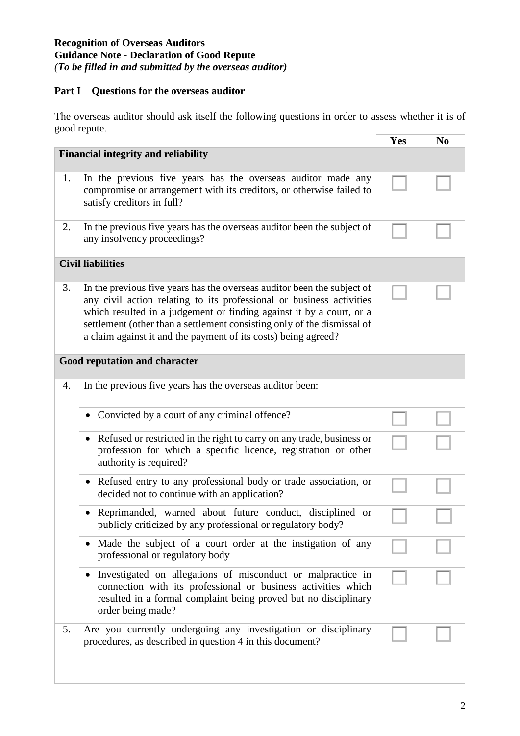**Recognition of Overseas Auditors**
**Guidance Note - Declaration of Good Repute**
*(To be filled in and submitted by the overseas auditor)*

**Part I Questions for the overseas auditor**

The overseas auditor should ask itself the following questions in order to assess whether it is of good repute.

| | | Yes | No |
|---|---|---|---|
| **Financial integrity and reliability** | | | |
| 1. | In the previous five years has the overseas auditor made any compromise or arrangement with its creditors, or otherwise failed to satisfy creditors in full? | ☐ | ☐ |
| 2. | In the previous five years has the overseas auditor been the subject of any insolvency proceedings? | ☐ | ☐ |
| **Civil liabilities** | | | |
| 3. | In the previous five years has the overseas auditor been the subject of any civil action relating to its professional or business activities which resulted in a judgement or finding against it by a court, or a settlement (other than a settlement consisting only of the dismissal of a claim against it and the payment of its costs) being agreed? | ☐ | ☐ |
| **Good reputation and character** | | | |
| 4. | In the previous five years has the overseas auditor been: | | |
| | • Convicted by a court of any criminal offence? | ☐ | ☐ |
| | • Refused or restricted in the right to carry on any trade, business or profession for which a specific licence, registration or other authority is required? | ☐ | ☐ |
| | • Refused entry to any professional body or trade association, or decided not to continue with an application? | ☐ | ☐ |
| | • Reprimanded, warned about future conduct, disciplined or publicly criticized by any professional or regulatory body? | ☐ | ☐ |
| | • Made the subject of a court order at the instigation of any professional or regulatory body | ☐ | ☐ |
| | • Investigated on allegations of misconduct or malpractice in connection with its professional or business activities which resulted in a formal complaint being proved but no disciplinary order being made? | ☐ | ☐ |
| 5. | Are you currently undergoing any investigation or disciplinary procedures, as described in question 4 in this document? | ☐ | ☐ |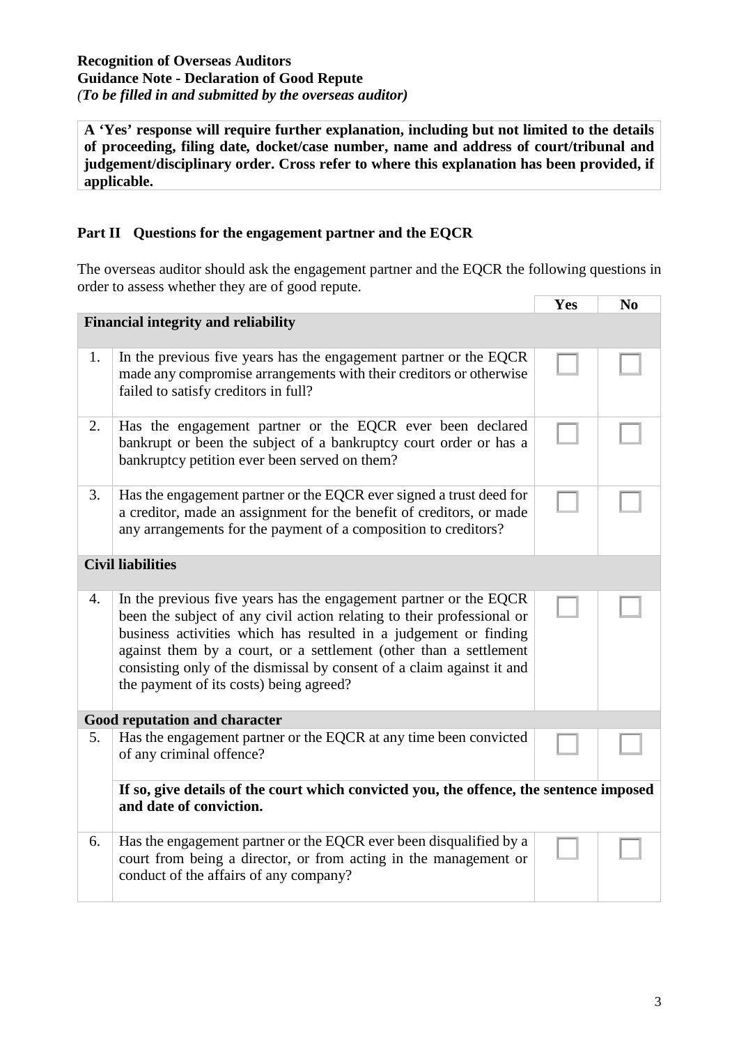**Recognition of Overseas Auditors**
**Guidance Note - Declaration of Good Repute**
***(To be filled in and submitted by the overseas auditor)***

**A 'Yes' response will require further explanation, including but not limited to the details of proceeding, filing date, docket/case number, name and address of court/tribunal and judgement/disciplinary order. Cross refer to where this explanation has been provided, if applicable.**

## Part II Questions for the engagement partner and the EQCR

The overseas auditor should ask the engagement partner and the EQCR the following questions in order to assess whether they are of good repute.

| | | Yes | No |
|---|---|---|---|
| **Financial integrity and reliability** | | | |
| 1. | In the previous five years has the engagement partner or the EQCR made any compromise arrangements with their creditors or otherwise failed to satisfy creditors in full? | ☐ | ☐ |
| 2. | Has the engagement partner or the EQCR ever been declared bankrupt or been the subject of a bankruptcy court order or has a bankruptcy petition ever been served on them? | ☐ | ☐ |
| 3. | Has the engagement partner or the EQCR ever signed a trust deed for a creditor, made an assignment for the benefit of creditors, or made any arrangements for the payment of a composition to creditors? | ☐ | ☐ |
| **Civil liabilities** | | | |
| 4. | In the previous five years has the engagement partner or the EQCR been the subject of any civil action relating to their professional or business activities which has resulted in a judgement or finding against them by a court, or a settlement (other than a settlement consisting only of the dismissal by consent of a claim against it and the payment of its costs) being agreed? | ☐ | ☐ |
| **Good reputation and character** | | | |
| 5. | Has the engagement partner or the EQCR at any time been convicted of any criminal offence? | ☐ | ☐ |
| | **If so, give details of the court which convicted you, the offence, the sentence imposed and date of conviction.** | | |
| 6. | Has the engagement partner or the EQCR ever been disqualified by a court from being a director, or from acting in the management or conduct of the affairs of any company? | ☐ | ☐ |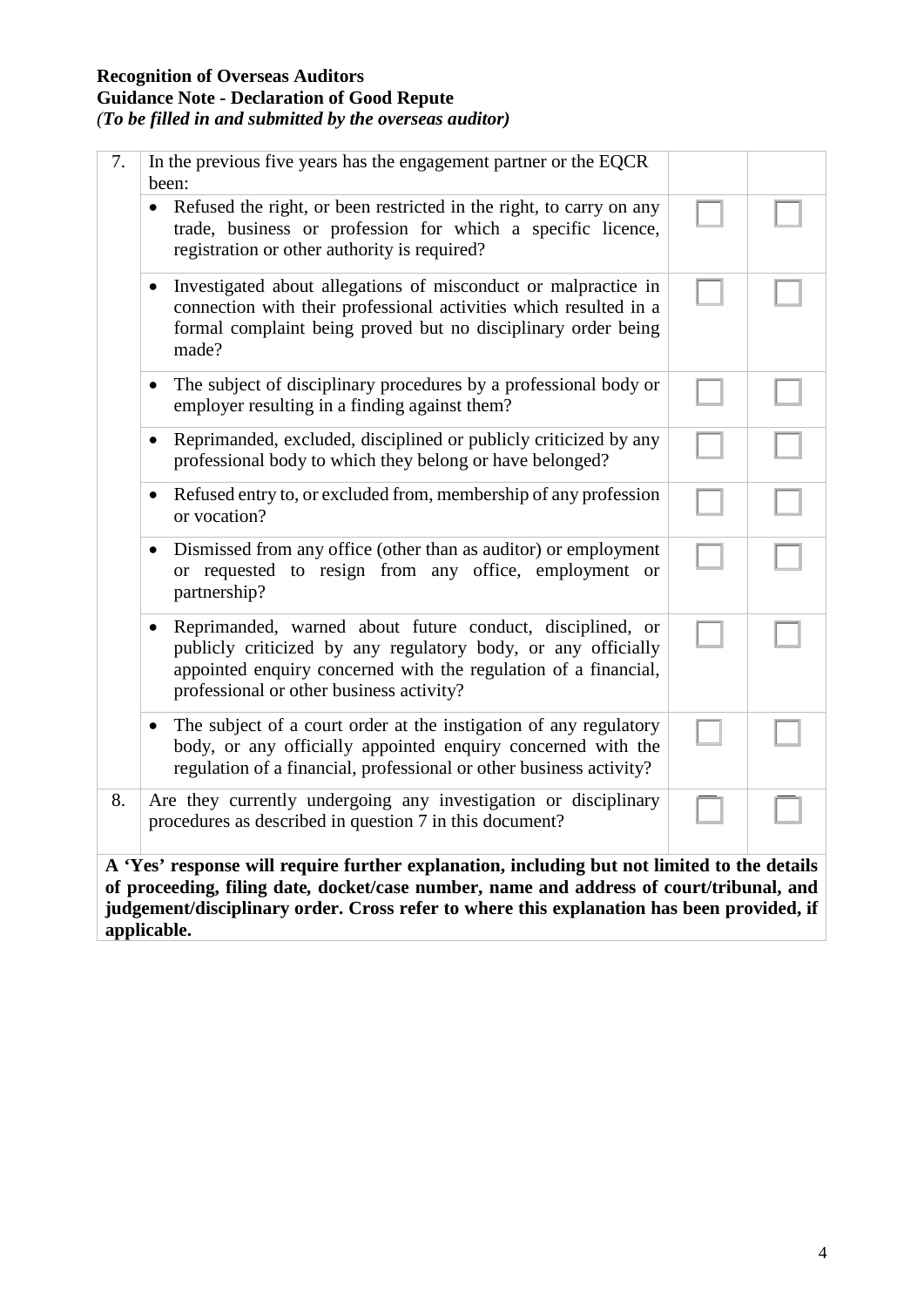**Recognition of Overseas Auditors**
**Guidance Note - Declaration of Good Repute**
*(To be filled in and submitted by the overseas auditor)*

| | | | |
|---|---|---|---|
| 7. | In the previous five years has the engagement partner or the EQCR been: | | |
| | • Refused the right, or been restricted in the right, to carry on any trade, business or profession for which a specific licence, registration or other authority is required? | ☐ | ☐ |
| | • Investigated about allegations of misconduct or malpractice in connection with their professional activities which resulted in a formal complaint being proved but no disciplinary order being made? | ☐ | ☐ |
| | • The subject of disciplinary procedures by a professional body or employer resulting in a finding against them? | ☐ | ☐ |
| | • Reprimanded, excluded, disciplined or publicly criticized by any professional body to which they belong or have belonged? | ☐ | ☐ |
| | • Refused entry to, or excluded from, membership of any profession or vocation? | ☐ | ☐ |
| | • Dismissed from any office (other than as auditor) or employment or requested to resign from any office, employment or partnership? | ☐ | ☐ |
| | • Reprimanded, warned about future conduct, disciplined, or publicly criticized by any regulatory body, or any officially appointed enquiry concerned with the regulation of a financial, professional or other business activity? | ☐ | ☐ |
| | • The subject of a court order at the instigation of any regulatory body, or any officially appointed enquiry concerned with the regulation of a financial, professional or other business activity? | ☐ | ☐ |
| 8. | Are they currently undergoing any investigation or disciplinary procedures as described in question 7 in this document? | ☐ | ☐ |

**A 'Yes' response will require further explanation, including but not limited to the details of proceeding, filing date, docket/case number, name and address of court/tribunal, and judgement/disciplinary order. Cross refer to where this explanation has been provided, if applicable.**